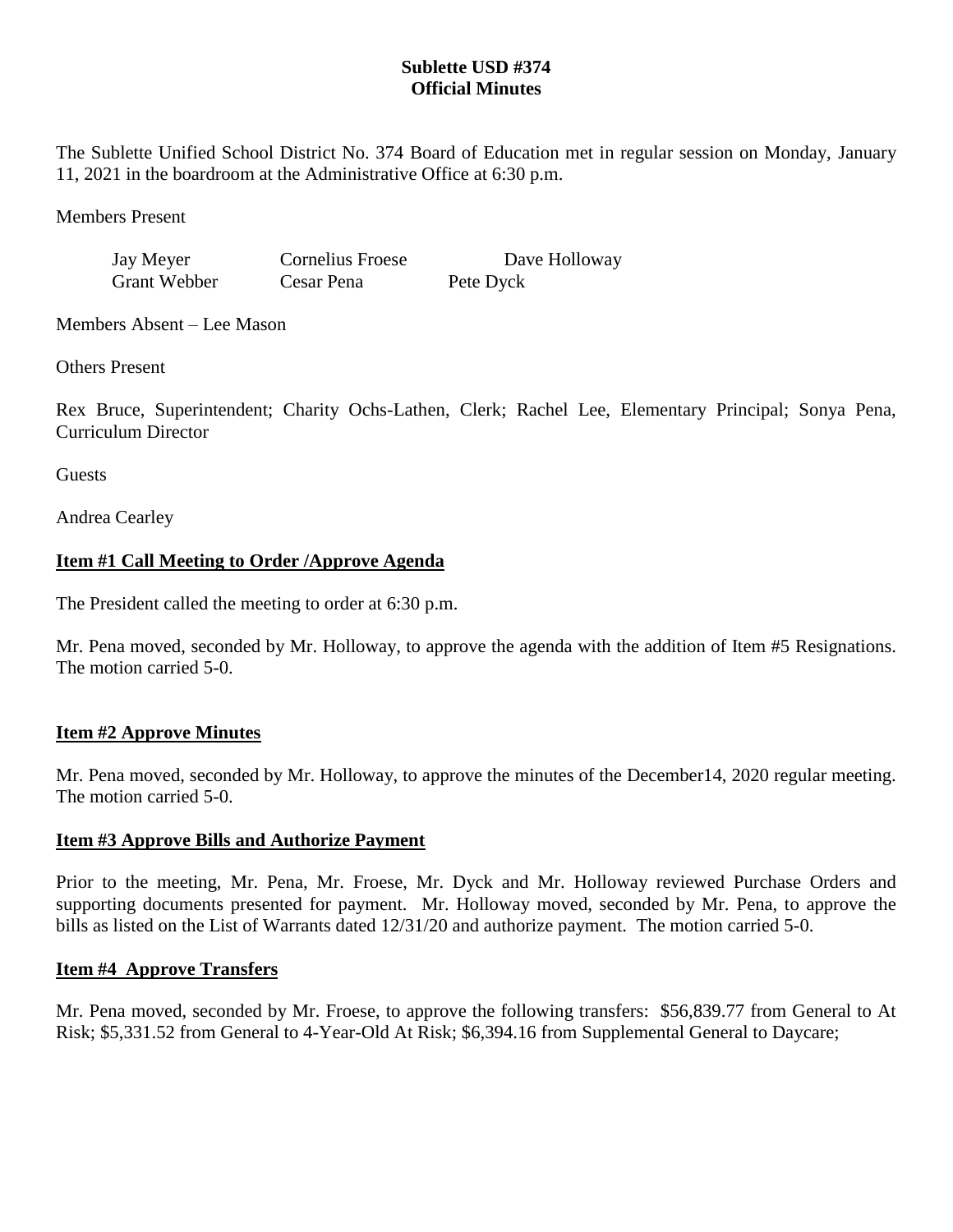# Sublette USD #374
## Official Minutes

The Sublette Unified School District No. 374 Board of Education met in regular session on Monday, January 11, 2021 in the boardroom at the Administrative Office at 6:30 p.m.

Members Present

| | | |
|---|---|---|
| Jay Meyer | Cornelius Froese | Dave Holloway |
| Grant Webber | Cesar Pena | Pete Dyck |

Members Absent – Lee Mason

Others Present

Rex Bruce, Superintendent; Charity Ochs-Lathen, Clerk; Rachel Lee, Elementary Principal; Sonya Pena, Curriculum Director

Guests

Andrea Cearley

### Item #1 Call Meeting to Order /Approve Agenda

The President called the meeting to order at 6:30 p.m.

Mr. Pena moved, seconded by Mr. Holloway, to approve the agenda with the addition of Item #5 Resignations. The motion carried 5-0.

### Item #2 Approve Minutes

Mr. Pena moved, seconded by Mr. Holloway, to approve the minutes of the December14, 2020 regular meeting. The motion carried 5-0.

### Item #3 Approve Bills and Authorize Payment

Prior to the meeting, Mr. Pena, Mr. Froese, Mr. Dyck and Mr. Holloway reviewed Purchase Orders and supporting documents presented for payment. Mr. Holloway moved, seconded by Mr. Pena, to approve the bills as listed on the List of Warrants dated 12/31/20 and authorize payment. The motion carried 5-0.

### Item #4 Approve Transfers

Mr. Pena moved, seconded by Mr. Froese, to approve the following transfers: $56,839.77 from General to At Risk; $5,331.52 from General to 4-Year-Old At Risk; $6,394.16 from Supplemental General to Daycare;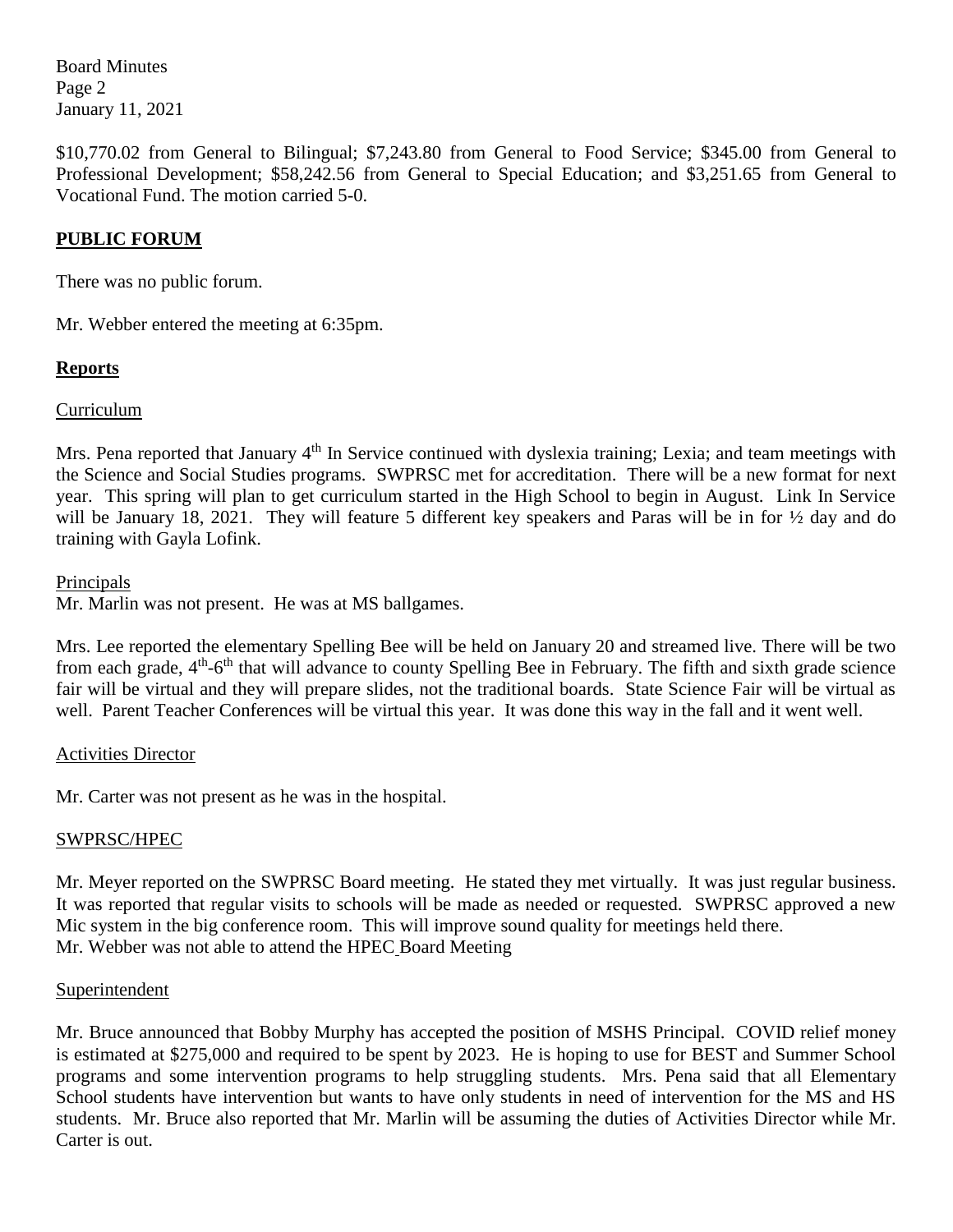$10,770.02 from General to Bilingual; $7,243.80 from General to Food Service; $345.00 from General to Professional Development; $58,242.56 from General to Special Education; and $3,251.65 from General to Vocational Fund. The motion carried 5-0.

## PUBLIC FORUM

There was no public forum.

Mr. Webber entered the meeting at 6:35pm.

## Reports

### Curriculum

Mrs. Pena reported that January 4th In Service continued with dyslexia training; Lexia; and team meetings with the Science and Social Studies programs. SWPRSC met for accreditation. There will be a new format for next year. This spring will plan to get curriculum started in the High School to begin in August. Link In Service will be January 18, 2021. They will feature 5 different key speakers and Paras will be in for ½ day and do training with Gayla Lofink.

### Principals

Mr. Marlin was not present. He was at MS ballgames.

Mrs. Lee reported the elementary Spelling Bee will be held on January 20 and streamed live. There will be two from each grade, 4th-6th that will advance to county Spelling Bee in February. The fifth and sixth grade science fair will be virtual and they will prepare slides, not the traditional boards. State Science Fair will be virtual as well. Parent Teacher Conferences will be virtual this year. It was done this way in the fall and it went well.

### Activities Director

Mr. Carter was not present as he was in the hospital.

### SWPRSC/HPEC

Mr. Meyer reported on the SWPRSC Board meeting. He stated they met virtually. It was just regular business. It was reported that regular visits to schools will be made as needed or requested. SWPRSC approved a new Mic system in the big conference room. This will improve sound quality for meetings held there.
Mr. Webber was not able to attend the HPEC Board Meeting

### Superintendent

Mr. Bruce announced that Bobby Murphy has accepted the position of MSHS Principal. COVID relief money is estimated at $275,000 and required to be spent by 2023. He is hoping to use for BEST and Summer School programs and some intervention programs to help struggling students. Mrs. Pena said that all Elementary School students have intervention but wants to have only students in need of intervention for the MS and HS students. Mr. Bruce also reported that Mr. Marlin will be assuming the duties of Activities Director while Mr. Carter is out.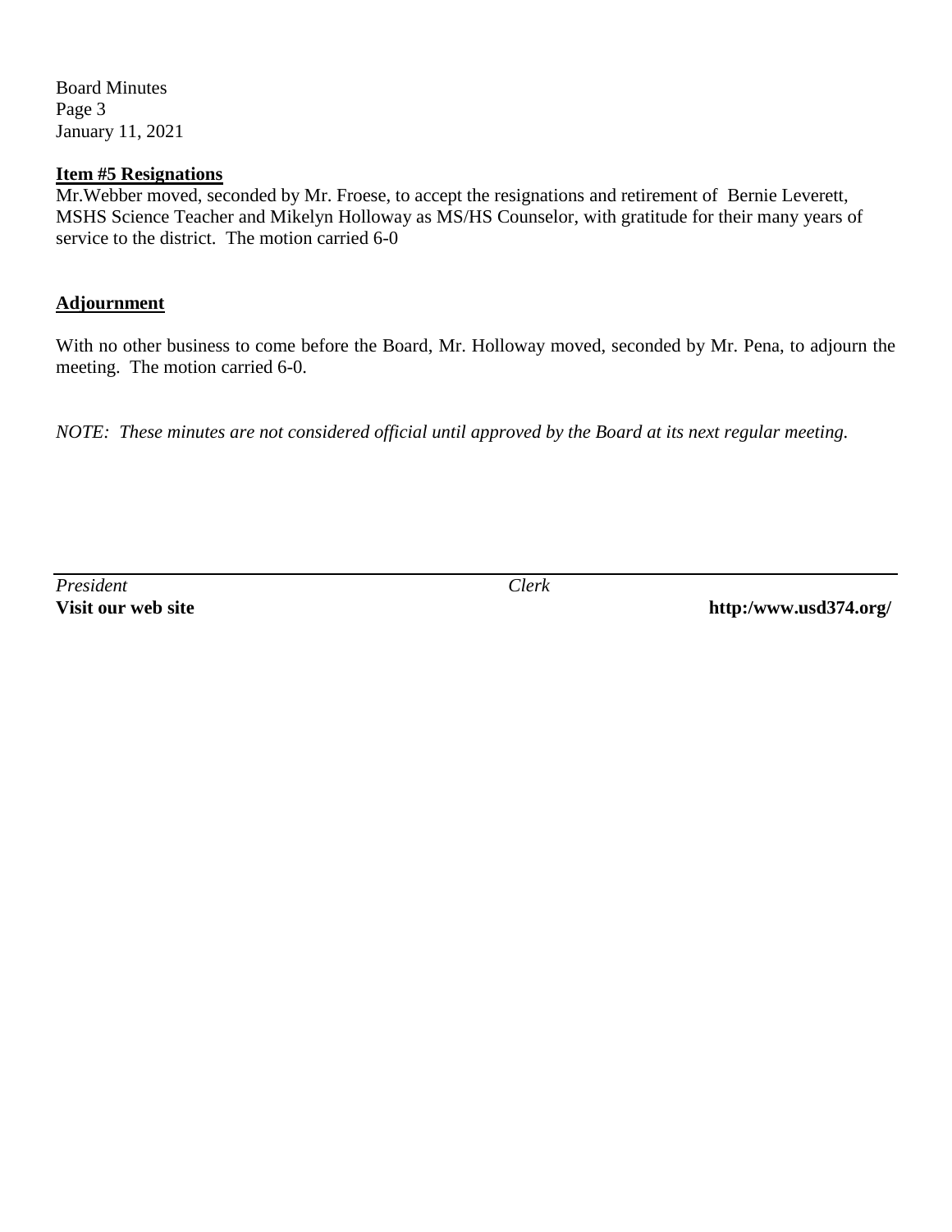**Item #5 Resignations**

Mr.Webber moved, seconded by Mr. Froese, to accept the resignations and retirement of Bernie Leverett, MSHS Science Teacher and Mikelyn Holloway as MS/HS Counselor, with gratitude for their many years of service to the district. The motion carried 6-0

**Adjournment**

With no other business to come before the Board, Mr. Holloway moved, seconded by Mr. Pena, to adjourn the meeting. The motion carried 6-0.

*NOTE: These minutes are not considered official until approved by the Board at its next regular meeting.*

*President* *Clerk*

**Visit our web site** **http:/www.usd374.org/**